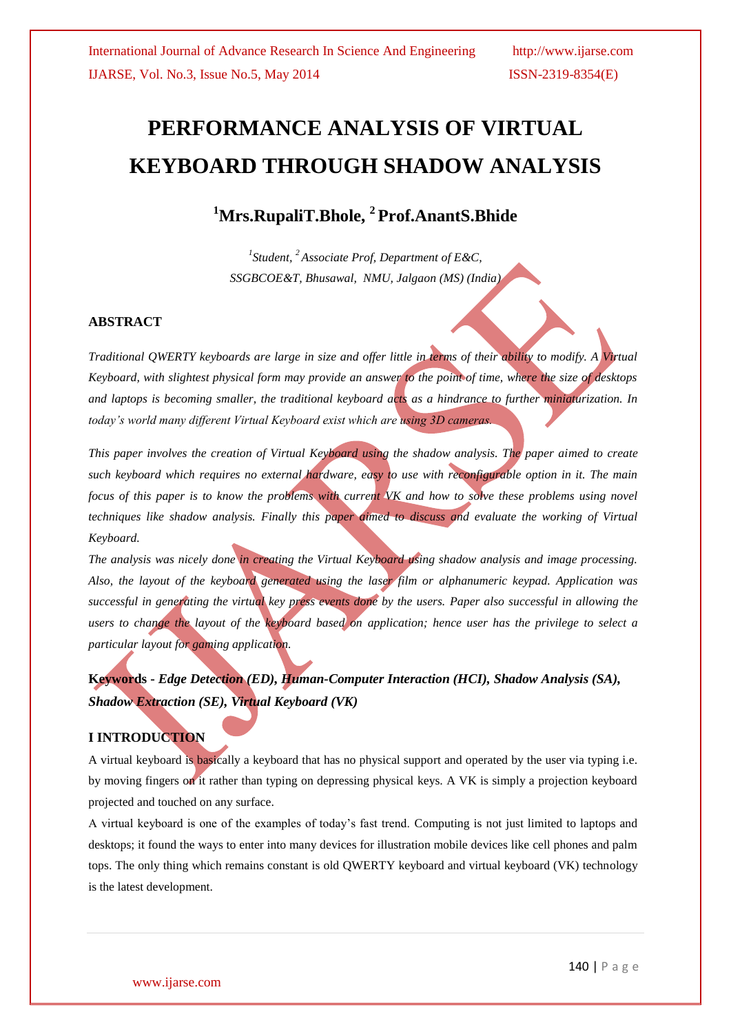# PERFORMANCE ANALYSIS OF VIRTUAL KEYBOARD THROUGH SHADOW ANALYSIS

**[1]Mrs.RupaliT.Bhole, [2] Prof.AnantS.Bhide**

*[1]Student, [2] Associate Prof, Department of E&C,*
*SSGBCOE&T, Bhusawal, NMU, Jalgaon (MS) (India)*

## ABSTRACT

*Traditional QWERTY keyboards are large in size and offer little in terms of their ability to modify. A Virtual Keyboard, with slightest physical form may provide an answer to the point of time, where the size of desktops and laptops is becoming smaller, the traditional keyboard acts as a hindrance to further miniaturization. In today's world many different Virtual Keyboard exist which are using 3D cameras.*

*This paper involves the creation of Virtual Keyboard using the shadow analysis. The paper aimed to create such keyboard which requires no external hardware, easy to use with reconfigurable option in it. The main focus of this paper is to know the problems with current VK and how to solve these problems using novel techniques like shadow analysis. Finally this paper aimed to discuss and evaluate the working of Virtual Keyboard.*

*The analysis was nicely done in creating the Virtual Keyboard using shadow analysis and image processing. Also, the layout of the keyboard generated using the laser film or alphanumeric keypad. Application was successful in generating the virtual key press events done by the users. Paper also successful in allowing the users to change the layout of the keyboard based on application; hence user has the privilege to select a particular layout for gaming application.*

**Keywords -** ***Edge Detection (ED), Human-Computer Interaction (HCI), Shadow Analysis (SA), Shadow Extraction (SE), Virtual Keyboard (VK)***

## I INTRODUCTION

A virtual keyboard is basically a keyboard that has no physical support and operated by the user via typing i.e. by moving fingers on it rather than typing on depressing physical keys. A VK is simply a projection keyboard projected and touched on any surface.

A virtual keyboard is one of the examples of today's fast trend. Computing is not just limited to laptops and desktops; it found the ways to enter into many devices for illustration mobile devices like cell phones and palm tops. The only thing which remains constant is old QWERTY keyboard and virtual keyboard (VK) technology is the latest development.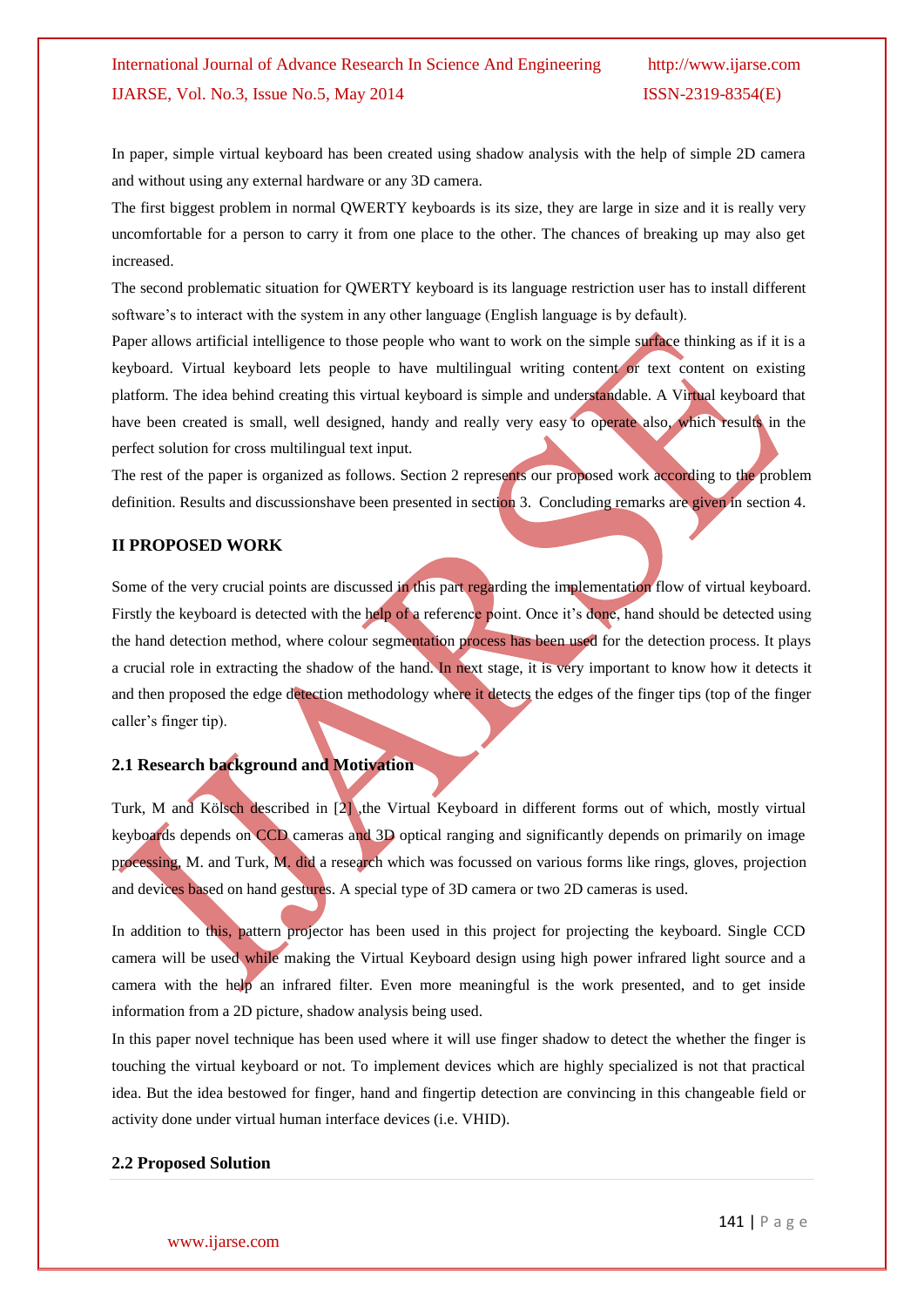In paper, simple virtual keyboard has been created using shadow analysis with the help of simple 2D camera and without using any external hardware or any 3D camera.

The first biggest problem in normal QWERTY keyboards is its size, they are large in size and it is really very uncomfortable for a person to carry it from one place to the other. The chances of breaking up may also get increased.

The second problematic situation for QWERTY keyboard is its language restriction user has to install different software's to interact with the system in any other language (English language is by default).

Paper allows artificial intelligence to those people who want to work on the simple surface thinking as if it is a keyboard. Virtual keyboard lets people to have multilingual writing content or text content on existing platform. The idea behind creating this virtual keyboard is simple and understandable. A Virtual keyboard that have been created is small, well designed, handy and really very easy to operate also, which results in the perfect solution for cross multilingual text input.

The rest of the paper is organized as follows. Section 2 represents our proposed work according to the problem definition. Results and discussionshave been presented in section 3. Concluding remarks are given in section 4.

## II PROPOSED WORK

Some of the very crucial points are discussed in this part regarding the implementation flow of virtual keyboard. Firstly the keyboard is detected with the help of a reference point. Once it's done, hand should be detected using the hand detection method, where colour segmentation process has been used for the detection process. It plays a crucial role in extracting the shadow of the hand. In next stage, it is very important to know how it detects it and then proposed the edge detection methodology where it detects the edges of the finger tips (top of the finger caller's finger tip).

### 2.1 Research background and Motivation

Turk, M and Kölsch described in [2] ,the Virtual Keyboard in different forms out of which, mostly virtual keyboards depends on CCD cameras and 3D optical ranging and significantly depends on primarily on image processing, M. and Turk, M. did a research which was focussed on various forms like rings, gloves, projection and devices based on hand gestures. A special type of 3D camera or two 2D cameras is used.

In addition to this, pattern projector has been used in this project for projecting the keyboard. Single CCD camera will be used while making the Virtual Keyboard design using high power infrared light source and a camera with the help an infrared filter. Even more meaningful is the work presented, and to get inside information from a 2D picture, shadow analysis being used.

In this paper novel technique has been used where it will use finger shadow to detect the whether the finger is touching the virtual keyboard or not. To implement devices which are highly specialized is not that practical idea. But the idea bestowed for finger, hand and fingertip detection are convincing in this changeable field or activity done under virtual human interface devices (i.e. VHID).

### 2.2 Proposed Solution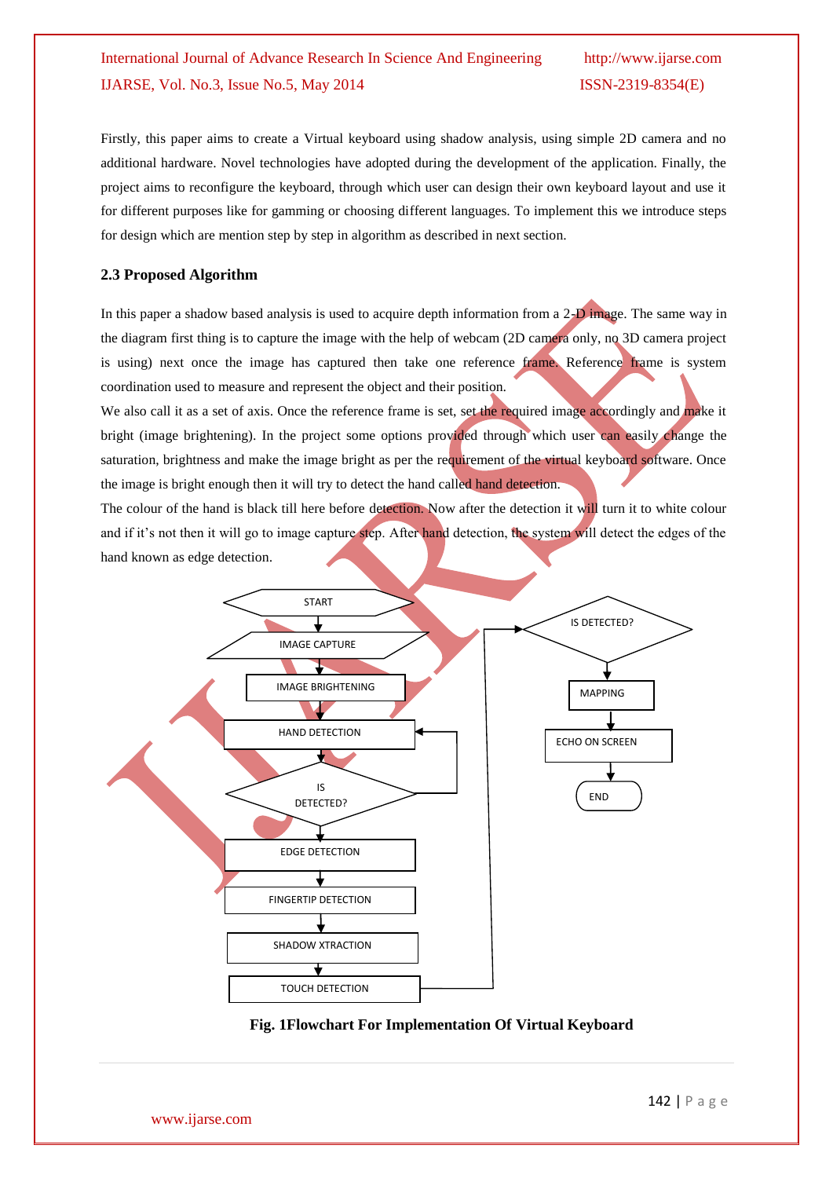Firstly, this paper aims to create a Virtual keyboard using shadow analysis, using simple 2D camera and no additional hardware. Novel technologies have adopted during the development of the application. Finally, the project aims to reconfigure the keyboard, through which user can design their own keyboard layout and use it for different purposes like for gamming or choosing different languages. To implement this we introduce steps for design which are mention step by step in algorithm as described in next section.

### 2.3 Proposed Algorithm

In this paper a shadow based analysis is used to acquire depth information from a 2-D image. The same way in the diagram first thing is to capture the image with the help of webcam (2D camera only, no 3D camera project is using) next once the image has captured then take one reference frame. Reference frame is system coordination used to measure and represent the object and their position.

We also call it as a set of axis. Once the reference frame is set, set the required image accordingly and make it bright (image brightening). In the project some options provided through which user can easily change the saturation, brightness and make the image bright as per the requirement of the virtual keyboard software. Once the image is bright enough then it will try to detect the hand called hand detection.

The colour of the hand is black till here before detection. Now after the detection it will turn it to white colour and if it's not then it will go to image capture step. After hand detection, the system will detect the edges of the hand known as edge detection.

START → IMAGE CAPTURE → IMAGE BRIGHTENING → HAND DETECTION → IS DETECTED? → EDGE DETECTION → FINGERTIP DETECTION → SHADOW XTRACTION → TOUCH DETECTION → IS DETECTED? → MAPPING → ECHO ON SCREEN → END

**Fig. 1Flowchart For Implementation Of Virtual Keyboard**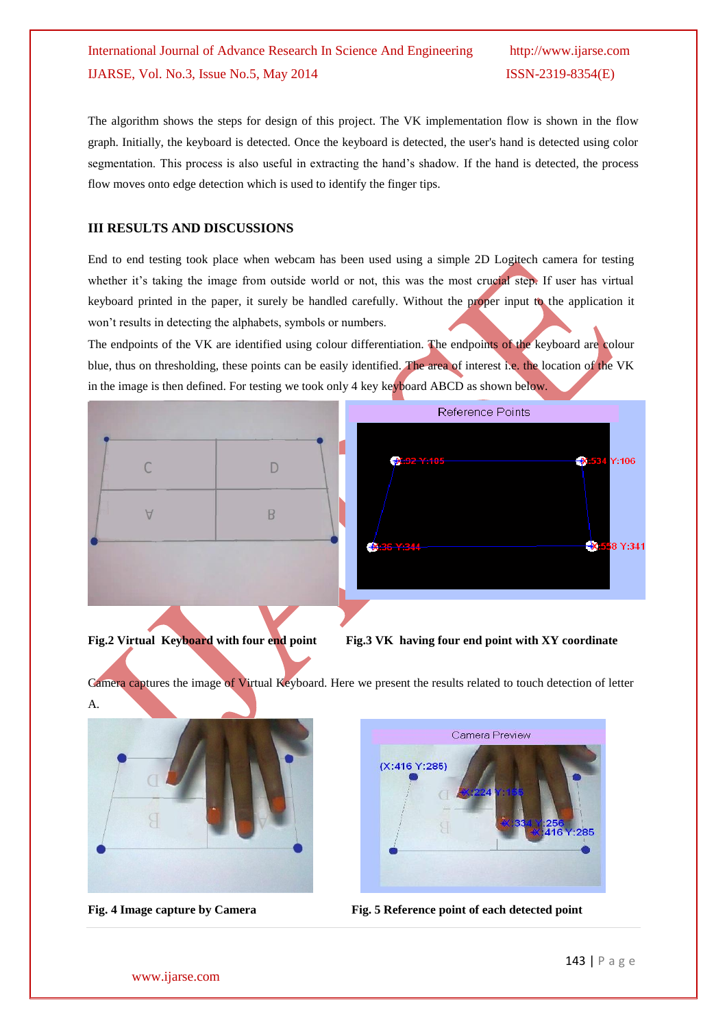The algorithm shows the steps for design of this project. The VK implementation flow is shown in the flow graph. Initially, the keyboard is detected. Once the keyboard is detected, the user's hand is detected using color segmentation. This process is also useful in extracting the hand's shadow. If the hand is detected, the process flow moves onto edge detection which is used to identify the finger tips.

## III RESULTS AND DISCUSSIONS

End to end testing took place when webcam has been used using a simple 2D Logitech camera for testing whether it's taking the image from outside world or not, this was the most crucial step. If user has virtual keyboard printed in the paper, it surely be handled carefully. Without the proper input to the application it won't results in detecting the alphabets, symbols or numbers.

The endpoints of the VK are identified using colour differentiation. The endpoints of the keyboard are colour blue, thus on thresholding, these points can be easily identified. The area of interest i.e. the location of the VK in the image is then defined. For testing we took only 4 key keyboard ABCD as shown below.

**Fig.2 Virtual Keyboard with four end point**

**Fig.3 VK having four end point with XY coordinate**

Camera captures the image of Virtual Keyboard. Here we present the results related to touch detection of letter A.

**Fig. 4 Image capture by Camera**

**Fig. 5 Reference point of each detected point**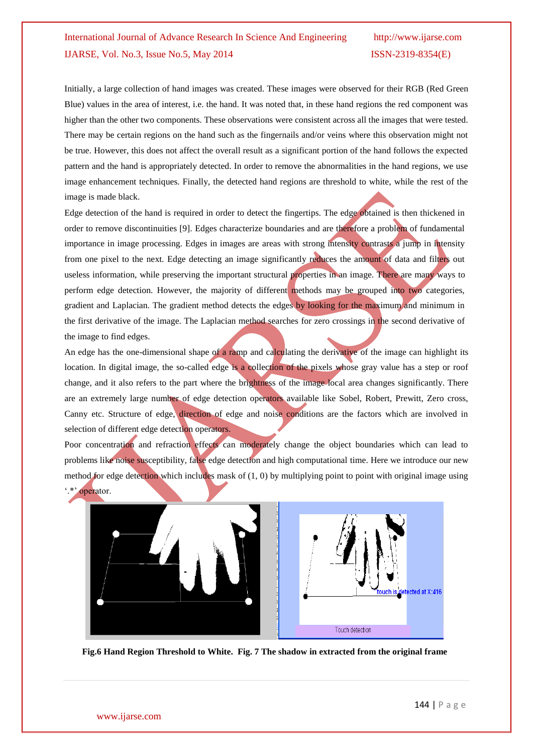Initially, a large collection of hand images was created. These images were observed for their RGB (Red Green Blue) values in the area of interest, i.e. the hand. It was noted that, in these hand regions the red component was higher than the other two components. These observations were consistent across all the images that were tested. There may be certain regions on the hand such as the fingernails and/or veins where this observation might not be true. However, this does not affect the overall result as a significant portion of the hand follows the expected pattern and the hand is appropriately detected. In order to remove the abnormalities in the hand regions, we use image enhancement techniques. Finally, the detected hand regions are threshold to white, while the rest of the image is made black.

Edge detection of the hand is required in order to detect the fingertips. The edge obtained is then thickened in order to remove discontinuities [9]. Edges characterize boundaries and are therefore a problem of fundamental importance in image processing. Edges in images are areas with strong intensity contrasts a jump in intensity from one pixel to the next. Edge detecting an image significantly reduces the amount of data and filters out useless information, while preserving the important structural properties in an image. There are many ways to perform edge detection. However, the majority of different methods may be grouped into two categories, gradient and Laplacian. The gradient method detects the edges by looking for the maximum and minimum in the first derivative of the image. The Laplacian method searches for zero crossings in the second derivative of the image to find edges.

An edge has the one-dimensional shape of a ramp and calculating the derivative of the image can highlight its location. In digital image, the so-called edge is a collection of the pixels whose gray value has a step or roof change, and it also refers to the part where the brightness of the image local area changes significantly. There are an extremely large number of edge detection operators available like Sobel, Robert, Prewitt, Zero cross, Canny etc. Structure of edge, direction of edge and noise conditions are the factors which are involved in selection of different edge detection operators.

Poor concentration and refraction effects can moderately change the object boundaries which can lead to problems like noise susceptibility, false edge detection and high computational time. Here we introduce our new method for edge detection which includes mask of (1, 0) by multiplying point to point with original image using '.*' operator.

**Fig.6 Hand Region Threshold to White. Fig. 7 The shadow in extracted from the original frame**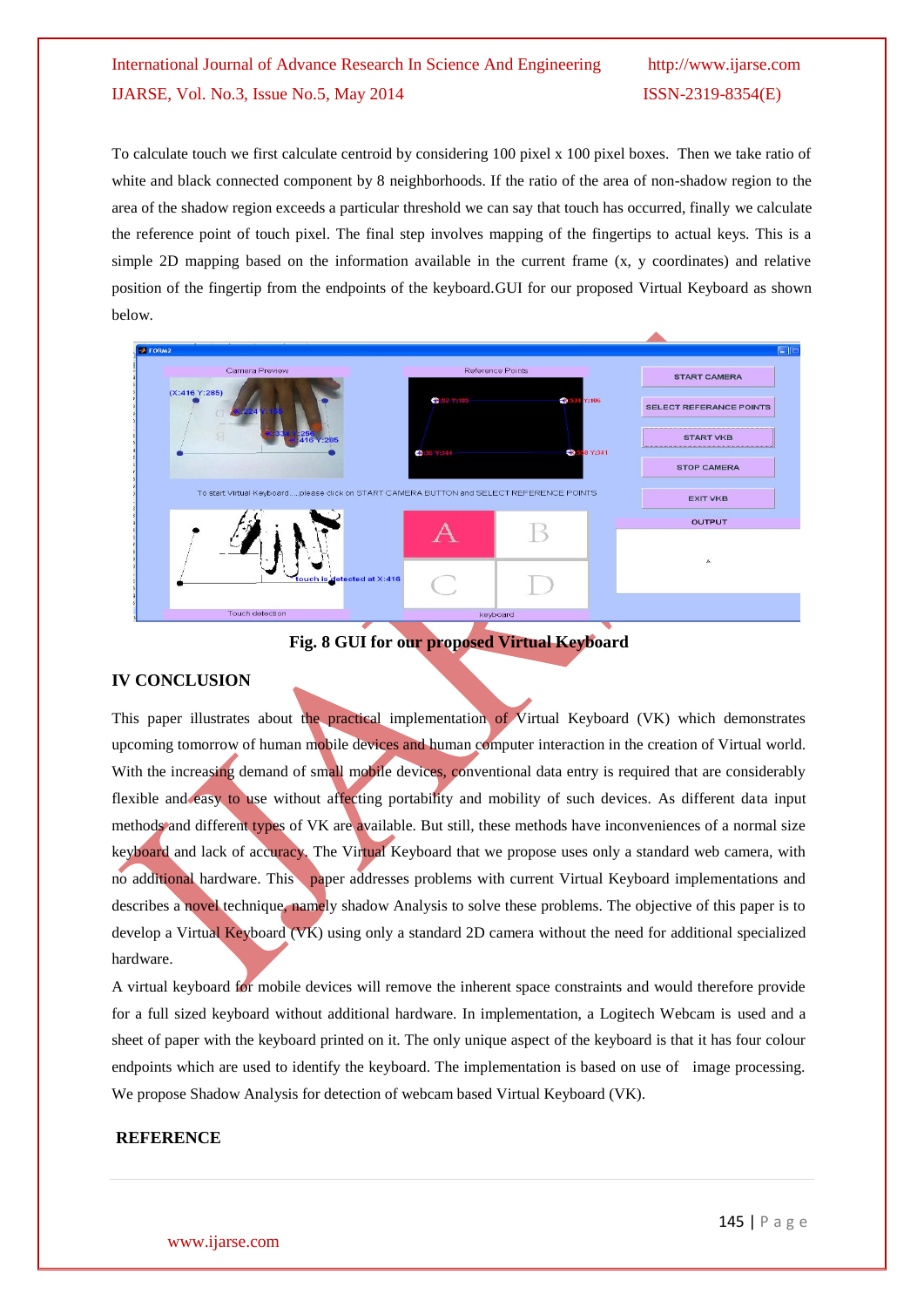To calculate touch we first calculate centroid by considering 100 pixel x 100 pixel boxes. Then we take ratio of white and black connected component by 8 neighborhoods. If the ratio of the area of non-shadow region to the area of the shadow region exceeds a particular threshold we can say that touch has occurred, finally we calculate the reference point of touch pixel. The final step involves mapping of the fingertips to actual keys. This is a simple 2D mapping based on the information available in the current frame (x, y coordinates) and relative position of the fingertip from the endpoints of the keyboard.GUI for our proposed Virtual Keyboard as shown below.

**Fig. 8 GUI for our proposed Virtual Keyboard**

## IV CONCLUSION

This paper illustrates about the practical implementation of Virtual Keyboard (VK) which demonstrates upcoming tomorrow of human mobile devices and human computer interaction in the creation of Virtual world. With the increasing demand of small mobile devices, conventional data entry is required that are considerably flexible and easy to use without affecting portability and mobility of such devices. As different data input methods and different types of VK are available. But still, these methods have inconveniences of a normal size keyboard and lack of accuracy. The Virtual Keyboard that we propose uses only a standard web camera, with no additional hardware. This paper addresses problems with current Virtual Keyboard implementations and describes a novel technique, namely shadow Analysis to solve these problems. The objective of this paper is to develop a Virtual Keyboard (VK) using only a standard 2D camera without the need for additional specialized hardware.

A virtual keyboard for mobile devices will remove the inherent space constraints and would therefore provide for a full sized keyboard without additional hardware. In implementation, a Logitech Webcam is used and a sheet of paper with the keyboard printed on it. The only unique aspect of the keyboard is that it has four colour endpoints which are used to identify the keyboard. The implementation is based on use of image processing. We propose Shadow Analysis for detection of webcam based Virtual Keyboard (VK).

## REFERENCE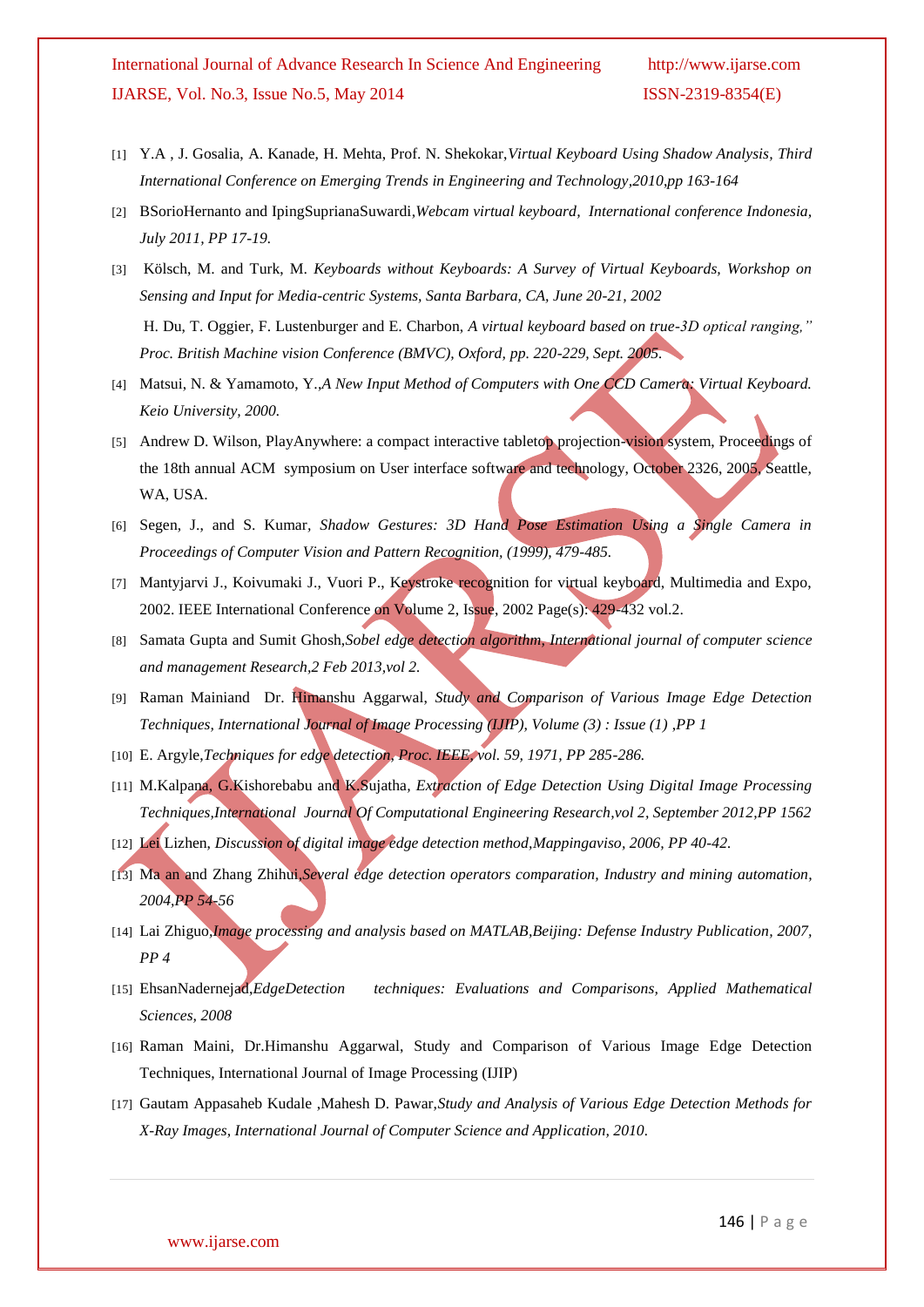[1] Y.A , J. Gosalia, A. Kanade, H. Mehta, Prof. N. Shekokar,*Virtual Keyboard Using Shadow Analysis, Third International Conference on Emerging Trends in Engineering and Technology,2010,pp 163-164*

[2] BSorioHernanto and IpingSuprianaSuwardi,*Webcam virtual keyboard, International conference Indonesia, July 2011, PP 17-19.*

[3] Kölsch, M. and Turk, M. *Keyboards without Keyboards: A Survey of Virtual Keyboards, Workshop on Sensing and Input for Media-centric Systems, Santa Barbara, CA, June 20-21, 2002*

H. Du, T. Oggier, F. Lustenburger and E. Charbon, *A virtual keyboard based on true-3D optical ranging," Proc. British Machine vision Conference (BMVC), Oxford, pp. 220-229, Sept. 2005.*

[4] Matsui, N. & Yamamoto, Y.,*A New Input Method of Computers with One CCD Camera: Virtual Keyboard. Keio University, 2000.*

[5] Andrew D. Wilson, PlayAnywhere: a compact interactive tabletop projection-vision system, Proceedings of the 18th annual ACM symposium on User interface software and technology, October 2326, 2005, Seattle, WA, USA.

[6] Segen, J., and S. Kumar, *Shadow Gestures: 3D Hand Pose Estimation Using a Single Camera in Proceedings of Computer Vision and Pattern Recognition, (1999), 479-485.*

[7] Mantyjarvi J., Koivumaki J., Vuori P., Keystroke recognition for virtual keyboard, Multimedia and Expo, 2002. IEEE International Conference on Volume 2, Issue, 2002 Page(s): 429-432 vol.2.

[8] Samata Gupta and Sumit Ghosh,*Sobel edge detection algorithm, International journal of computer science and management Research,2 Feb 2013,vol 2.*

[9] Raman Mainiand Dr. Himanshu Aggarwal, *Study and Comparison of Various Image Edge Detection Techniques, International Journal of Image Processing (IJIP), Volume (3) : Issue (1) ,PP 1*

[10] E. Argyle,*Techniques for edge detection, Proc. IEEE, vol. 59, 1971, PP 285-286.*

[11] M.Kalpana, G.Kishorebabu and K.Sujatha, *Extraction of Edge Detection Using Digital Image Processing Techniques,International Journal Of Computational Engineering Research,vol 2, September 2012,PP 1562*

[12] Lei Lizhen, *Discussion of digital image edge detection method,Mappingaviso, 2006, PP 40-42.*

[13] Ma an and Zhang Zhihui,*Several edge detection operators comparation, Industry and mining automation, 2004,PP 54-56*

[14] Lai Zhiguo,*Image processing and analysis based on MATLAB,Beijing: Defense Industry Publication, 2007, PP 4*

[15] EhsanNadernejad,*EdgeDetection techniques: Evaluations and Comparisons, Applied Mathematical Sciences, 2008*

[16] Raman Maini, Dr.Himanshu Aggarwal, Study and Comparison of Various Image Edge Detection Techniques, International Journal of Image Processing (IJIP)

[17] Gautam Appasaheb Kudale ,Mahesh D. Pawar,*Study and Analysis of Various Edge Detection Methods for X-Ray Images, International Journal of Computer Science and Application, 2010.*